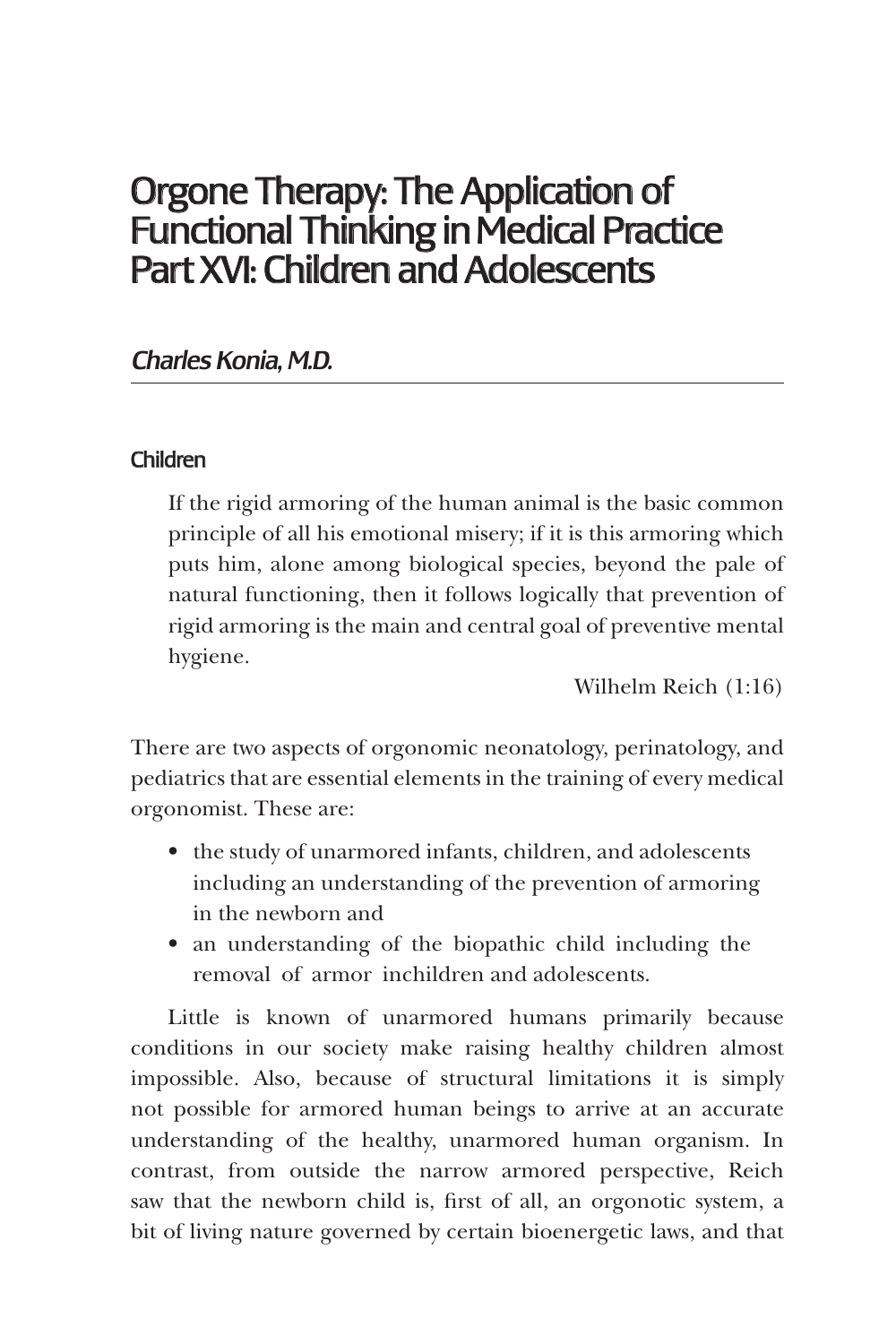# Orgone Therapy: The Application of Functional Thinking in Medical Practice Part XVI: Children and Adolescents

*Charles Konia, M.D.*

## Children

> If the rigid armoring of the human animal is the basic common principle of all his emotional misery; if it is this armoring which puts him, alone among biological species, beyond the pale of natural functioning, then it follows logically that prevention of rigid armoring is the main and central goal of preventive mental hygiene.
>
> Wilhelm Reich (1:16)

There are two aspects of orgonomic neonatology, perinatology, and pediatrics that are essential elements in the training of every medical orgonomist. These are:

- the study of unarmored infants, children, and adolescents including an understanding of the prevention of armoring in the newborn and
- an understanding of the biopathic child including the removal of armor inchildren and adolescents.

Little is known of unarmored humans primarily because conditions in our society make raising healthy children almost impossible. Also, because of structural limitations it is simply not possible for armored human beings to arrive at an accurate understanding of the healthy, unarmored human organism. In contrast, from outside the narrow armored perspective, Reich saw that the newborn child is, first of all, an orgonotic system, a bit of living nature governed by certain bioenergetic laws, and that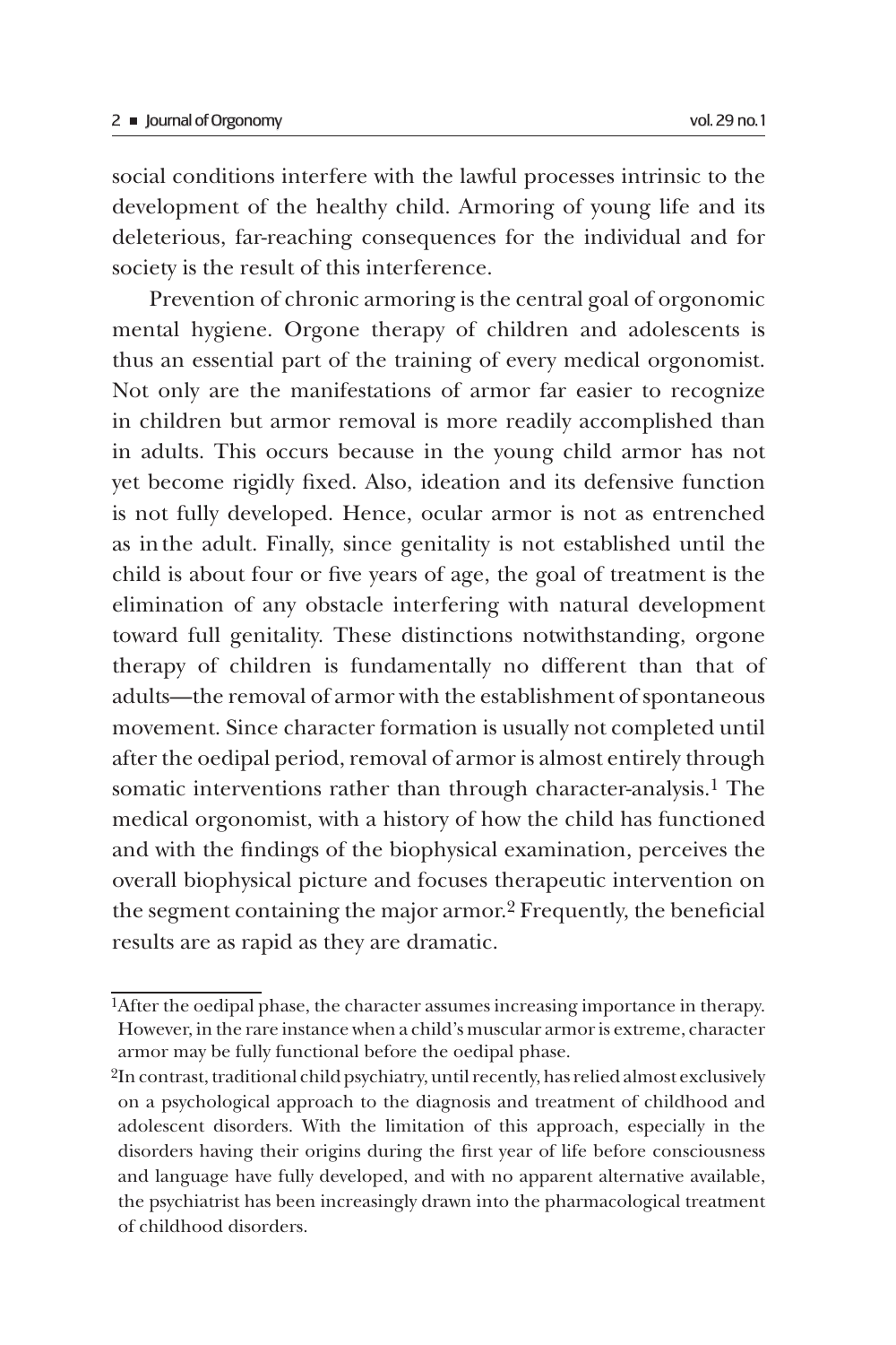social conditions interfere with the lawful processes intrinsic to the development of the healthy child. Armoring of young life and its deleterious, far-reaching consequences for the individual and for society is the result of this interference.

Prevention of chronic armoring is the central goal of orgonomic mental hygiene. Orgone therapy of children and adolescents is thus an essential part of the training of every medical orgonomist. Not only are the manifestations of armor far easier to recognize in children but armor removal is more readily accomplished than in adults. This occurs because in the young child armor has not yet become rigidly fixed. Also, ideation and its defensive function is not fully developed. Hence, ocular armor is not as entrenched as in the adult. Finally, since genitality is not established until the child is about four or five years of age, the goal of treatment is the elimination of any obstacle interfering with natural development toward full genitality. These distinctions notwithstanding, orgone therapy of children is fundamentally no different than that of adults—the removal of armor with the establishment of spontaneous movement. Since character formation is usually not completed until after the oedipal period, removal of armor is almost entirely through somatic interventions rather than through character-analysis.[1] The medical orgonomist, with a history of how the child has functioned and with the findings of the biophysical examination, perceives the overall biophysical picture and focuses therapeutic intervention on the segment containing the major armor.[2] Frequently, the beneficial results are as rapid as they are dramatic.

---

[1]After the oedipal phase, the character assumes increasing importance in therapy. However, in the rare instance when a child's muscular armor is extreme, character armor may be fully functional before the oedipal phase.

[2]In contrast, traditional child psychiatry, until recently, has relied almost exclusively on a psychological approach to the diagnosis and treatment of childhood and adolescent disorders. With the limitation of this approach, especially in the disorders having their origins during the first year of life before consciousness and language have fully developed, and with no apparent alternative available, the psychiatrist has been increasingly drawn into the pharmacological treatment of childhood disorders.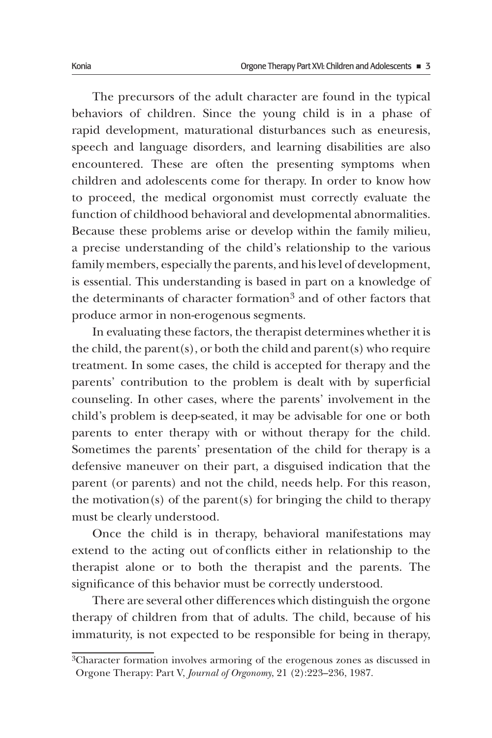The precursors of the adult character are found in the typical behaviors of children. Since the young child is in a phase of rapid development, maturational disturbances such as eneuresis, speech and language disorders, and learning disabilities are also encountered. These are often the presenting symptoms when children and adolescents come for therapy. In order to know how to proceed, the medical orgonomist must correctly evaluate the function of childhood behavioral and developmental abnormalities. Because these problems arise or develop within the family milieu, a precise understanding of the child's relationship to the various family members, especially the parents, and his level of development, is essential. This understanding is based in part on a knowledge of the determinants of character formation[3] and of other factors that produce armor in non-erogenous segments.

In evaluating these factors, the therapist determines whether it is the child, the parent(s), or both the child and parent(s) who require treatment. In some cases, the child is accepted for therapy and the parents' contribution to the problem is dealt with by superficial counseling. In other cases, where the parents' involvement in the child's problem is deep-seated, it may be advisable for one or both parents to enter therapy with or without therapy for the child. Sometimes the parents' presentation of the child for therapy is a defensive maneuver on their part, a disguised indication that the parent (or parents) and not the child, needs help. For this reason, the motivation(s) of the parent(s) for bringing the child to therapy must be clearly understood.

Once the child is in therapy, behavioral manifestations may extend to the acting out of conflicts either in relationship to the therapist alone or to both the therapist and the parents. The significance of this behavior must be correctly understood.

There are several other differences which distinguish the orgone therapy of children from that of adults. The child, because of his immaturity, is not expected to be responsible for being in therapy,

---

[3]Character formation involves armoring of the erogenous zones as discussed in Orgone Therapy: Part V, *Journal of Orgonomy*, 21 (2):223–236, 1987.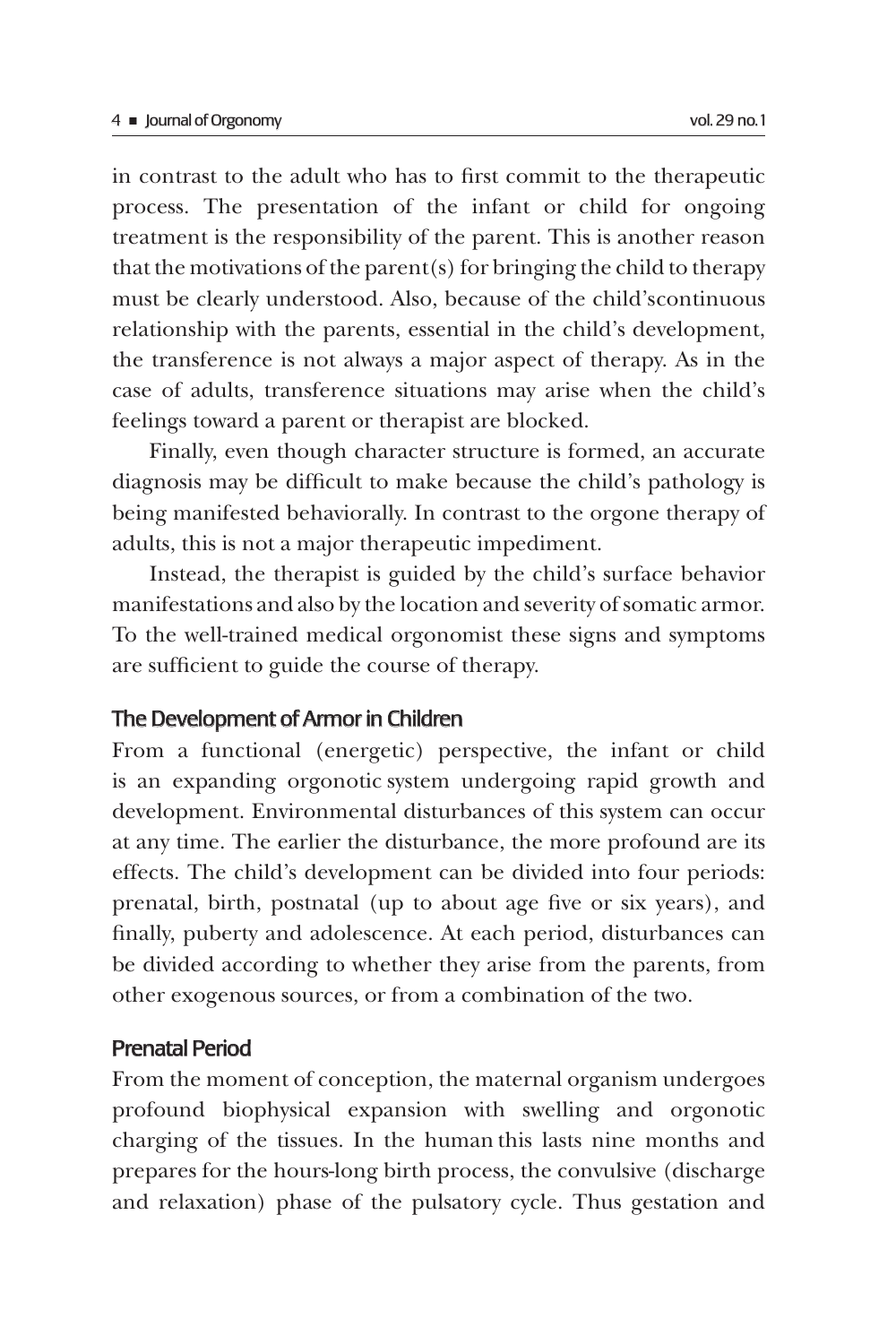in contrast to the adult who has to first commit to the therapeutic process. The presentation of the infant or child for ongoing treatment is the responsibility of the parent. This is another reason that the motivations of the parent(s) for bringing the child to therapy must be clearly understood. Also, because of the child'scontinuous relationship with the parents, essential in the child's development, the transference is not always a major aspect of therapy. As in the case of adults, transference situations may arise when the child's feelings toward a parent or therapist are blocked.

Finally, even though character structure is formed, an accurate diagnosis may be difficult to make because the child's pathology is being manifested behaviorally. In contrast to the orgone therapy of adults, this is not a major therapeutic impediment.

Instead, the therapist is guided by the child's surface behavior manifestations and also by the location and severity of somatic armor. To the well-trained medical orgonomist these signs and symptoms are sufficient to guide the course of therapy.

### The Development of Armor in Children

From a functional (energetic) perspective, the infant or child is an expanding orgonotic system undergoing rapid growth and development. Environmental disturbances of this system can occur at any time. The earlier the disturbance, the more profound are its effects. The child's development can be divided into four periods: prenatal, birth, postnatal (up to about age five or six years), and finally, puberty and adolescence. At each period, disturbances can be divided according to whether they arise from the parents, from other exogenous sources, or from a combination of the two.

### Prenatal Period

From the moment of conception, the maternal organism undergoes profound biophysical expansion with swelling and orgonotic charging of the tissues. In the human this lasts nine months and prepares for the hours-long birth process, the convulsive (discharge and relaxation) phase of the pulsatory cycle. Thus gestation and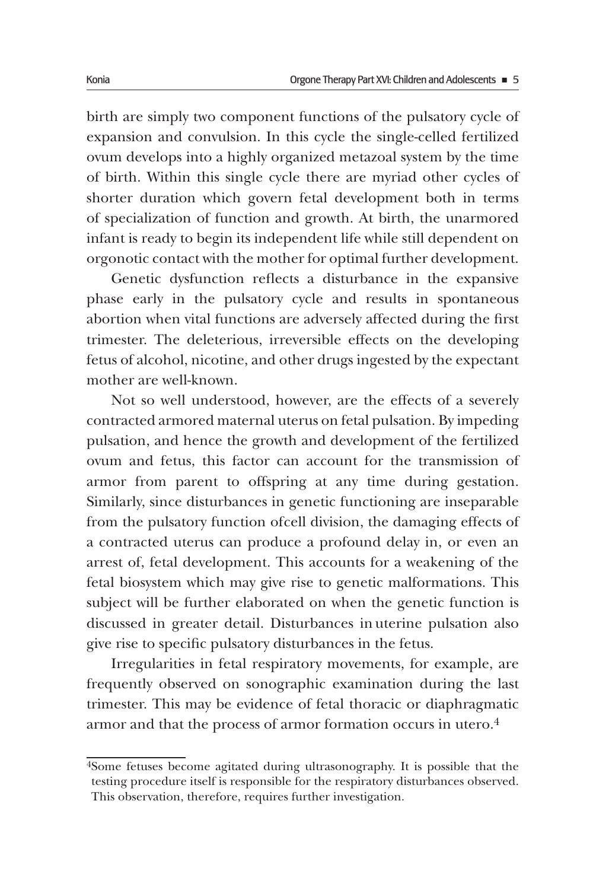birth are simply two component functions of the pulsatory cycle of expansion and convulsion. In this cycle the single-celled fertilized ovum develops into a highly organized metazoal system by the time of birth. Within this single cycle there are myriad other cycles of shorter duration which govern fetal development both in terms of specialization of function and growth. At birth, the unarmored infant is ready to begin its independent life while still dependent on orgonotic contact with the mother for optimal further development.

Genetic dysfunction reflects a disturbance in the expansive phase early in the pulsatory cycle and results in spontaneous abortion when vital functions are adversely affected during the first trimester. The deleterious, irreversible effects on the developing fetus of alcohol, nicotine, and other drugs ingested by the expectant mother are well-known.

Not so well understood, however, are the effects of a severely contracted armored maternal uterus on fetal pulsation. By impeding pulsation, and hence the growth and development of the fertilized ovum and fetus, this factor can account for the transmission of armor from parent to offspring at any time during gestation. Similarly, since disturbances in genetic functioning are inseparable from the pulsatory function ofcell division, the damaging effects of a contracted uterus can produce a profound delay in, or even an arrest of, fetal development. This accounts for a weakening of the fetal biosystem which may give rise to genetic malformations. This subject will be further elaborated on when the genetic function is discussed in greater detail. Disturbances in uterine pulsation also give rise to specific pulsatory disturbances in the fetus.

Irregularities in fetal respiratory movements, for example, are frequently observed on sonographic examination during the last trimester. This may be evidence of fetal thoracic or diaphragmatic armor and that the process of armor formation occurs in utero.[4]

---

[4]Some fetuses become agitated during ultrasonography. It is possible that the testing procedure itself is responsible for the respiratory disturbances observed. This observation, therefore, requires further investigation.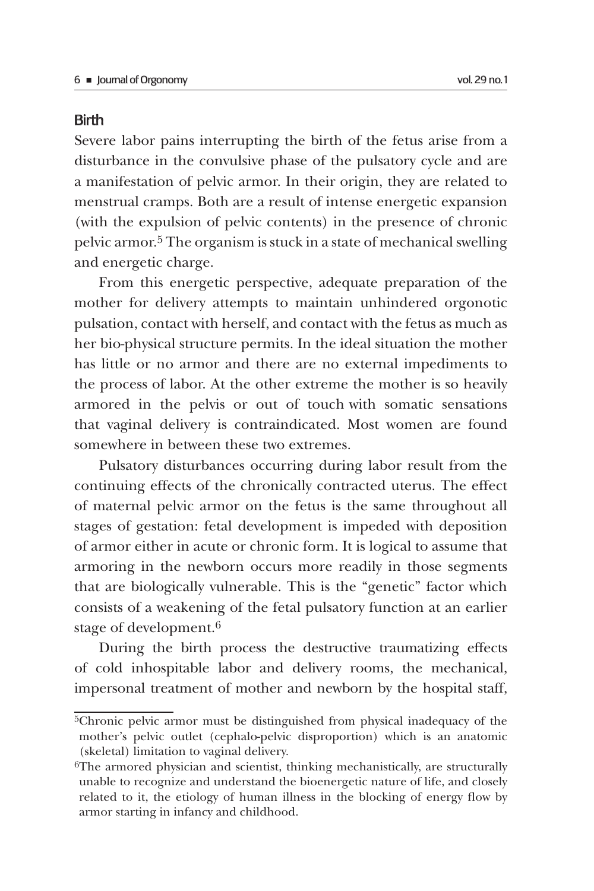## Birth

Severe labor pains interrupting the birth of the fetus arise from a disturbance in the convulsive phase of the pulsatory cycle and are a manifestation of pelvic armor. In their origin, they are related to menstrual cramps. Both are a result of intense energetic expansion (with the expulsion of pelvic contents) in the presence of chronic pelvic armor.[5] The organism is stuck in a state of mechanical swelling and energetic charge.

From this energetic perspective, adequate preparation of the mother for delivery attempts to maintain unhindered orgonotic pulsation, contact with herself, and contact with the fetus as much as her bio-physical structure permits. In the ideal situation the mother has little or no armor and there are no external impediments to the process of labor. At the other extreme the mother is so heavily armored in the pelvis or out of touch with somatic sensations that vaginal delivery is contraindicated. Most women are found somewhere in between these two extremes.

Pulsatory disturbances occurring during labor result from the continuing effects of the chronically contracted uterus. The effect of maternal pelvic armor on the fetus is the same throughout all stages of gestation: fetal development is impeded with deposition of armor either in acute or chronic form. It is logical to assume that armoring in the newborn occurs more readily in those segments that are biologically vulnerable. This is the "genetic" factor which consists of a weakening of the fetal pulsatory function at an earlier stage of development.[6]

During the birth process the destructive traumatizing effects of cold inhospitable labor and delivery rooms, the mechanical, impersonal treatment of mother and newborn by the hospital staff,

---

[5]Chronic pelvic armor must be distinguished from physical inadequacy of the mother's pelvic outlet (cephalo-pelvic disproportion) which is an anatomic (skeletal) limitation to vaginal delivery.

[6]The armored physician and scientist, thinking mechanistically, are structurally unable to recognize and understand the bioenergetic nature of life, and closely related to it, the etiology of human illness in the blocking of energy flow by armor starting in infancy and childhood.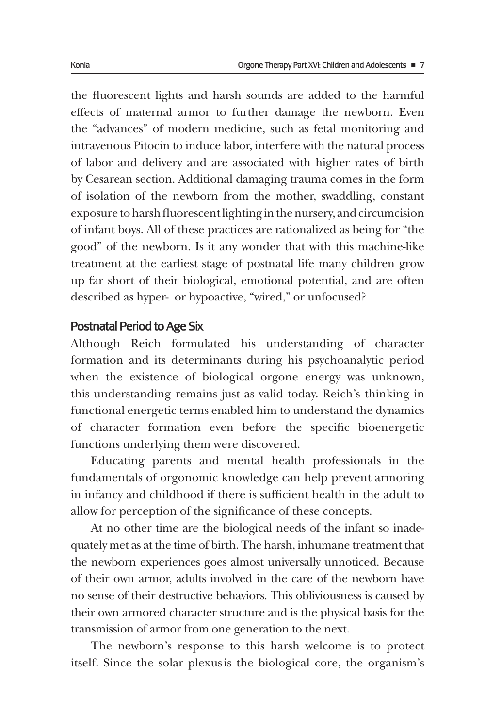the fluorescent lights and harsh sounds are added to the harmful effects of maternal armor to further damage the newborn. Even the "advances" of modern medicine, such as fetal monitoring and intravenous Pitocin to induce labor, interfere with the natural process of labor and delivery and are associated with higher rates of birth by Cesarean section. Additional damaging trauma comes in the form of isolation of the newborn from the mother, swaddling, constant exposure to harsh fluorescent lighting in the nursery, and circumcision of infant boys. All of these practices are rationalized as being for "the good" of the newborn. Is it any wonder that with this machine-like treatment at the earliest stage of postnatal life many children grow up far short of their biological, emotional potential, and are often described as hyper- or hypoactive, "wired," or unfocused?

## Postnatal Period to Age Six

Although Reich formulated his understanding of character formation and its determinants during his psychoanalytic period when the existence of biological orgone energy was unknown, this understanding remains just as valid today. Reich's thinking in functional energetic terms enabled him to understand the dynamics of character formation even before the specific bioenergetic functions underlying them were discovered.

Educating parents and mental health professionals in the fundamentals of orgonomic knowledge can help prevent armoring in infancy and childhood if there is sufficient health in the adult to allow for perception of the significance of these concepts.

At no other time are the biological needs of the infant so inadequately met as at the time of birth. The harsh, inhumane treatment that the newborn experiences goes almost universally unnoticed. Because of their own armor, adults involved in the care of the newborn have no sense of their destructive behaviors. This obliviousness is caused by their own armored character structure and is the physical basis for the transmission of armor from one generation to the next.

The newborn's response to this harsh welcome is to protect itself. Since the solar plexus is the biological core, the organism's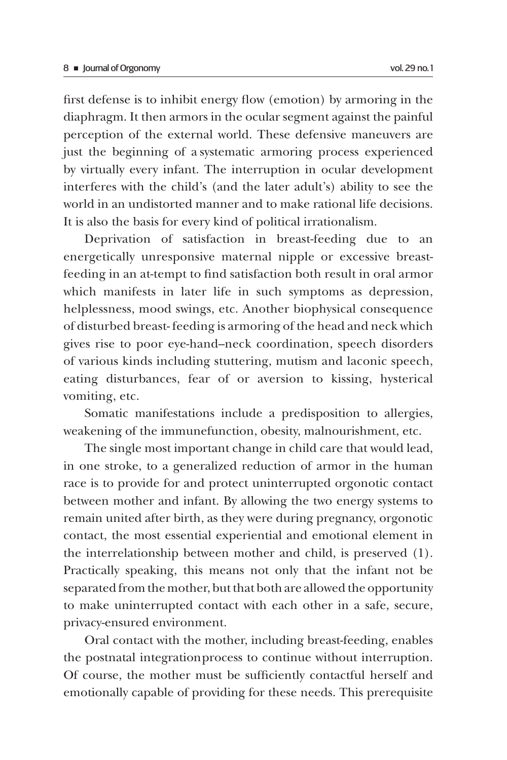first defense is to inhibit energy flow (emotion) by armoring in the diaphragm. It then armors in the ocular segment against the painful perception of the external world. These defensive maneuvers are just the beginning of a systematic armoring process experienced by virtually every infant. The interruption in ocular development interferes with the child's (and the later adult's) ability to see the world in an undistorted manner and to make rational life decisions. It is also the basis for every kind of political irrationalism.

Deprivation of satisfaction in breast-feeding due to an energetically unresponsive maternal nipple or excessive breast-feeding in an at-tempt to find satisfaction both result in oral armor which manifests in later life in such symptoms as depression, helplessness, mood swings, etc. Another biophysical consequence of disturbed breast- feeding is armoring of the head and neck which gives rise to poor eye-hand–neck coordination, speech disorders of various kinds including stuttering, mutism and laconic speech, eating disturbances, fear of or aversion to kissing, hysterical vomiting, etc.

Somatic manifestations include a predisposition to allergies, weakening of the immunefunction, obesity, malnourishment, etc.

The single most important change in child care that would lead, in one stroke, to a generalized reduction of armor in the human race is to provide for and protect uninterrupted orgonotic contact between mother and infant. By allowing the two energy systems to remain united after birth, as they were during pregnancy, orgonotic contact, the most essential experiential and emotional element in the interrelationship between mother and child, is preserved (1). Practically speaking, this means not only that the infant not be separated from the mother, but that both are allowed the opportunity to make uninterrupted contact with each other in a safe, secure, privacy-ensured environment.

Oral contact with the mother, including breast-feeding, enables the postnatal integrationprocess to continue without interruption. Of course, the mother must be sufficiently contactful herself and emotionally capable of providing for these needs. This prerequisite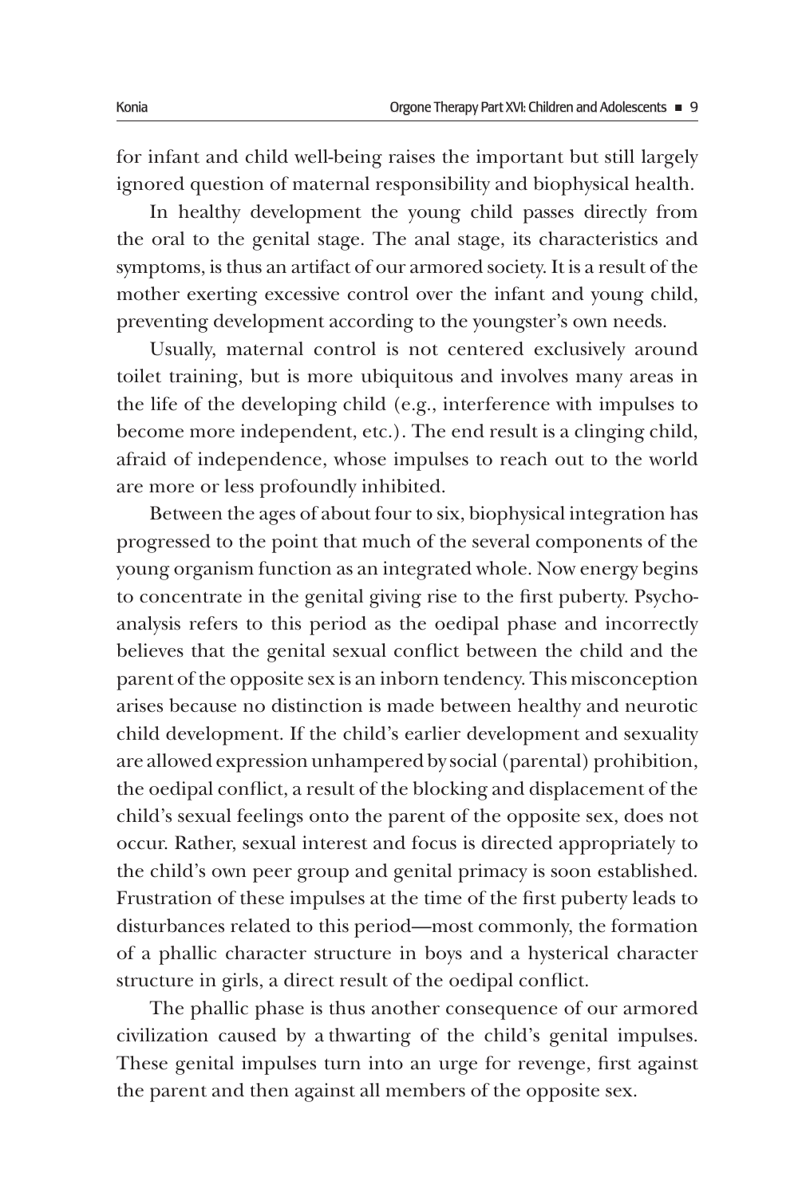for infant and child well-being raises the important but still largely ignored question of maternal responsibility and biophysical health.

In healthy development the young child passes directly from the oral to the genital stage. The anal stage, its characteristics and symptoms, is thus an artifact of our armored society. It is a result of the mother exerting excessive control over the infant and young child, preventing development according to the youngster's own needs.

Usually, maternal control is not centered exclusively around toilet training, but is more ubiquitous and involves many areas in the life of the developing child (e.g., interference with impulses to become more independent, etc.). The end result is a clinging child, afraid of independence, whose impulses to reach out to the world are more or less profoundly inhibited.

Between the ages of about four to six, biophysical integration has progressed to the point that much of the several components of the young organism function as an integrated whole. Now energy begins to concentrate in the genital giving rise to the first puberty. Psychoanalysis refers to this period as the oedipal phase and incorrectly believes that the genital sexual conflict between the child and the parent of the opposite sex is an inborn tendency. This misconception arises because no distinction is made between healthy and neurotic child development. If the child's earlier development and sexuality are allowed expression unhampered by social (parental) prohibition, the oedipal conflict, a result of the blocking and displacement of the child's sexual feelings onto the parent of the opposite sex, does not occur. Rather, sexual interest and focus is directed appropriately to the child's own peer group and genital primacy is soon established. Frustration of these impulses at the time of the first puberty leads to disturbances related to this period—most commonly, the formation of a phallic character structure in boys and a hysterical character structure in girls, a direct result of the oedipal conflict.

The phallic phase is thus another consequence of our armored civilization caused by a thwarting of the child's genital impulses. These genital impulses turn into an urge for revenge, first against the parent and then against all members of the opposite sex.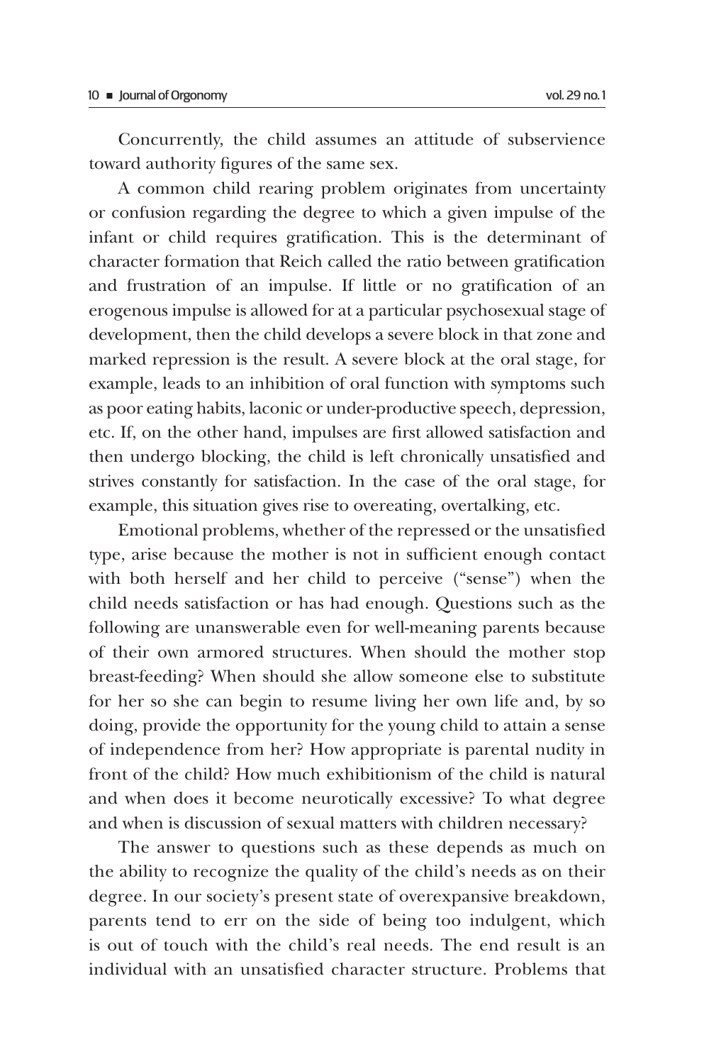Concurrently, the child assumes an attitude of subservience toward authority figures of the same sex.

A common child rearing problem originates from uncertainty or confusion regarding the degree to which a given impulse of the infant or child requires gratification. This is the determinant of character formation that Reich called the ratio between gratification and frustration of an impulse. If little or no gratification of an erogenous impulse is allowed for at a particular psychosexual stage of development, then the child develops a severe block in that zone and marked repression is the result. A severe block at the oral stage, for example, leads to an inhibition of oral function with symptoms such as poor eating habits, laconic or under-productive speech, depression, etc. If, on the other hand, impulses are first allowed satisfaction and then undergo blocking, the child is left chronically unsatisfied and strives constantly for satisfaction. In the case of the oral stage, for example, this situation gives rise to overeating, overtalking, etc.

Emotional problems, whether of the repressed or the unsatisfied type, arise because the mother is not in sufficient enough contact with both herself and her child to perceive ("sense") when the child needs satisfaction or has had enough. Questions such as the following are unanswerable even for well-meaning parents because of their own armored structures. When should the mother stop breast-feeding? When should she allow someone else to substitute for her so she can begin to resume living her own life and, by so doing, provide the opportunity for the young child to attain a sense of independence from her? How appropriate is parental nudity in front of the child? How much exhibitionism of the child is natural and when does it become neurotically excessive? To what degree and when is discussion of sexual matters with children necessary?

The answer to questions such as these depends as much on the ability to recognize the quality of the child's needs as on their degree. In our society's present state of overexpansive breakdown, parents tend to err on the side of being too indulgent, which is out of touch with the child's real needs. The end result is an individual with an unsatisfied character structure. Problems that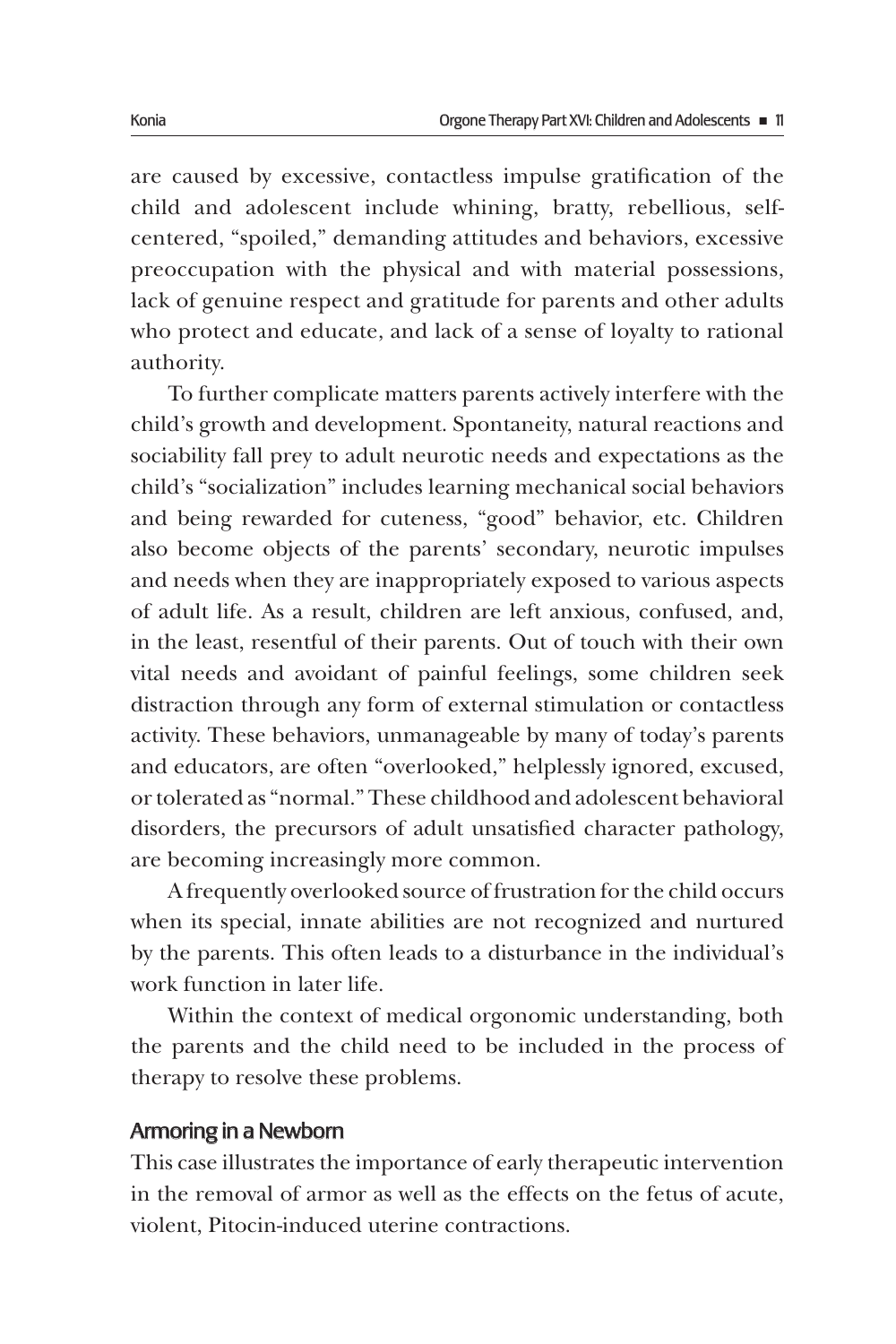are caused by excessive, contactless impulse gratification of the child and adolescent include whining, bratty, rebellious, self-centered, "spoiled," demanding attitudes and behaviors, excessive preoccupation with the physical and with material possessions, lack of genuine respect and gratitude for parents and other adults who protect and educate, and lack of a sense of loyalty to rational authority.

To further complicate matters parents actively interfere with the child's growth and development. Spontaneity, natural reactions and sociability fall prey to adult neurotic needs and expectations as the child's "socialization" includes learning mechanical social behaviors and being rewarded for cuteness, "good" behavior, etc. Children also become objects of the parents' secondary, neurotic impulses and needs when they are inappropriately exposed to various aspects of adult life. As a result, children are left anxious, confused, and, in the least, resentful of their parents. Out of touch with their own vital needs and avoidant of painful feelings, some children seek distraction through any form of external stimulation or contactless activity. These behaviors, unmanageable by many of today's parents and educators, are often "overlooked," helplessly ignored, excused, or tolerated as "normal." These childhood and adolescent behavioral disorders, the precursors of adult unsatisfied character pathology, are becoming increasingly more common.

A frequently overlooked source of frustration for the child occurs when its special, innate abilities are not recognized and nurtured by the parents. This often leads to a disturbance in the individual's work function in later life.

Within the context of medical orgonomic understanding, both the parents and the child need to be included in the process of therapy to resolve these problems.

## Armoring in a Newborn

This case illustrates the importance of early therapeutic intervention in the removal of armor as well as the effects on the fetus of acute, violent, Pitocin-induced uterine contractions.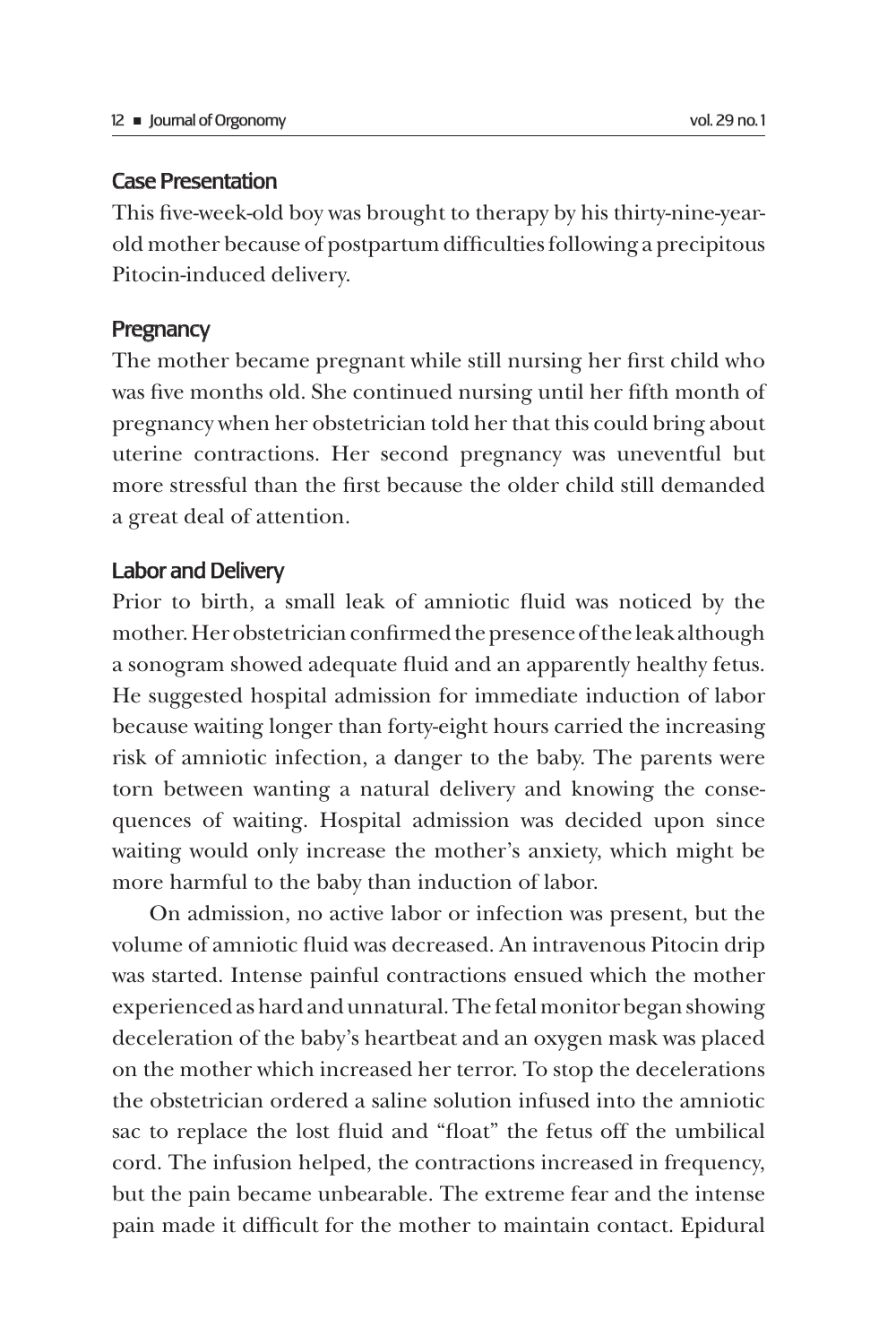## Case Presentation

This five-week-old boy was brought to therapy by his thirty-nine-year-old mother because of postpartum difficulties following a precipitous Pitocin-induced delivery.

## Pregnancy

The mother became pregnant while still nursing her first child who was five months old. She continued nursing until her fifth month of pregnancy when her obstetrician told her that this could bring about uterine contractions. Her second pregnancy was uneventful but more stressful than the first because the older child still demanded a great deal of attention.

## Labor and Delivery

Prior to birth, a small leak of amniotic fluid was noticed by the mother. Her obstetrician confirmed the presence of the leak although a sonogram showed adequate fluid and an apparently healthy fetus. He suggested hospital admission for immediate induction of labor because waiting longer than forty-eight hours carried the increasing risk of amniotic infection, a danger to the baby. The parents were torn between wanting a natural delivery and knowing the consequences of waiting. Hospital admission was decided upon since waiting would only increase the mother's anxiety, which might be more harmful to the baby than induction of labor.

On admission, no active labor or infection was present, but the volume of amniotic fluid was decreased. An intravenous Pitocin drip was started. Intense painful contractions ensued which the mother experienced as hard and unnatural. The fetal monitor began showing deceleration of the baby's heartbeat and an oxygen mask was placed on the mother which increased her terror. To stop the decelerations the obstetrician ordered a saline solution infused into the amniotic sac to replace the lost fluid and "float" the fetus off the umbilical cord. The infusion helped, the contractions increased in frequency, but the pain became unbearable. The extreme fear and the intense pain made it difficult for the mother to maintain contact. Epidural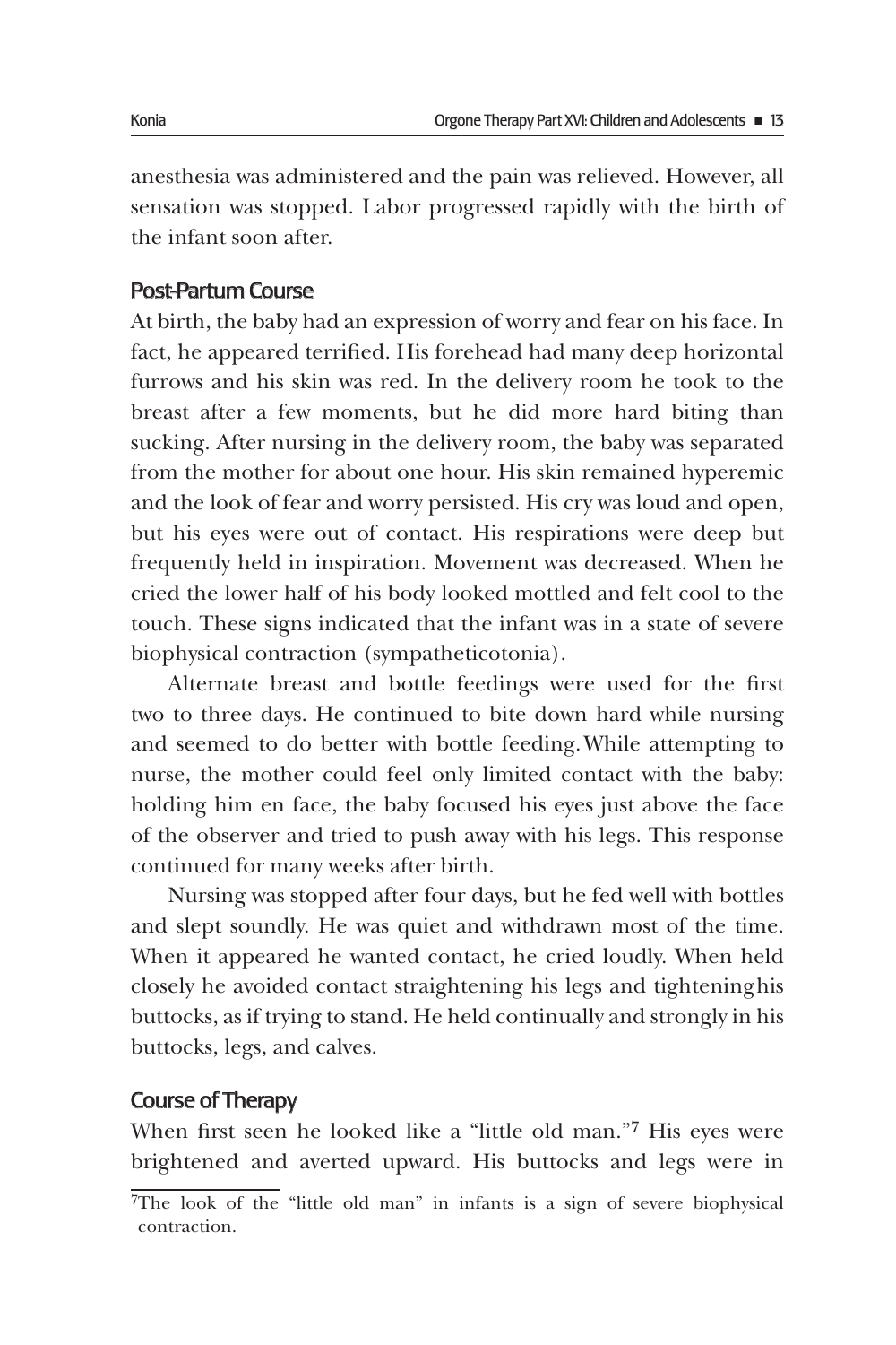anesthesia was administered and the pain was relieved. However, all sensation was stopped. Labor progressed rapidly with the birth of the infant soon after.

### Post-Partum Course

At birth, the baby had an expression of worry and fear on his face. In fact, he appeared terrified. His forehead had many deep horizontal furrows and his skin was red. In the delivery room he took to the breast after a few moments, but he did more hard biting than sucking. After nursing in the delivery room, the baby was separated from the mother for about one hour. His skin remained hyperemic and the look of fear and worry persisted. His cry was loud and open, but his eyes were out of contact. His respirations were deep but frequently held in inspiration. Movement was decreased. When he cried the lower half of his body looked mottled and felt cool to the touch. These signs indicated that the infant was in a state of severe biophysical contraction (sympatheticotonia).

Alternate breast and bottle feedings were used for the first two to three days. He continued to bite down hard while nursing and seemed to do better with bottle feeding. While attempting to nurse, the mother could feel only limited contact with the baby: holding him en face, the baby focused his eyes just above the face of the observer and tried to push away with his legs. This response continued for many weeks after birth.

Nursing was stopped after four days, but he fed well with bottles and slept soundly. He was quiet and withdrawn most of the time. When it appeared he wanted contact, he cried loudly. When held closely he avoided contact straightening his legs and tightening his buttocks, as if trying to stand. He held continually and strongly in his buttocks, legs, and calves.

### Course of Therapy

When first seen he looked like a "little old man."[7] His eyes were brightened and averted upward. His buttocks and legs were in

[7]The look of the "little old man" in infants is a sign of severe biophysical contraction.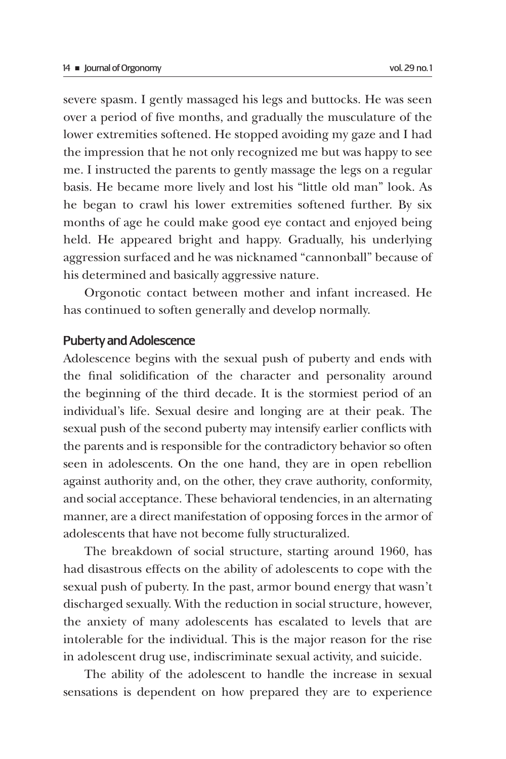severe spasm. I gently massaged his legs and buttocks. He was seen over a period of five months, and gradually the musculature of the lower extremities softened. He stopped avoiding my gaze and I had the impression that he not only recognized me but was happy to see me. I instructed the parents to gently massage the legs on a regular basis. He became more lively and lost his "little old man" look. As he began to crawl his lower extremities softened further. By six months of age he could make good eye contact and enjoyed being held. He appeared bright and happy. Gradually, his underlying aggression surfaced and he was nicknamed "cannonball" because of his determined and basically aggressive nature.

Orgonotic contact between mother and infant increased. He has continued to soften generally and develop normally.

## Puberty and Adolescence

Adolescence begins with the sexual push of puberty and ends with the final solidification of the character and personality around the beginning of the third decade. It is the stormiest period of an individual's life. Sexual desire and longing are at their peak. The sexual push of the second puberty may intensify earlier conflicts with the parents and is responsible for the contradictory behavior so often seen in adolescents. On the one hand, they are in open rebellion against authority and, on the other, they crave authority, conformity, and social acceptance. These behavioral tendencies, in an alternating manner, are a direct manifestation of opposing forces in the armor of adolescents that have not become fully structuralized.

The breakdown of social structure, starting around 1960, has had disastrous effects on the ability of adolescents to cope with the sexual push of puberty. In the past, armor bound energy that wasn't discharged sexually. With the reduction in social structure, however, the anxiety of many adolescents has escalated to levels that are intolerable for the individual. This is the major reason for the rise in adolescent drug use, indiscriminate sexual activity, and suicide.

The ability of the adolescent to handle the increase in sexual sensations is dependent on how prepared they are to experience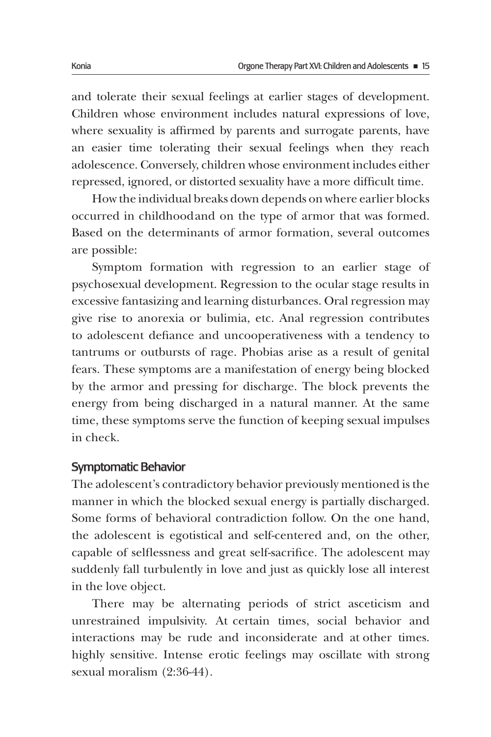and tolerate their sexual feelings at earlier stages of development. Children whose environment includes natural expressions of love, where sexuality is affirmed by parents and surrogate parents, have an easier time tolerating their sexual feelings when they reach adolescence. Conversely, children whose environment includes either repressed, ignored, or distorted sexuality have a more difficult time.

How the individual breaks down depends on where earlier blocks occurred in childhoodand on the type of armor that was formed. Based on the determinants of armor formation, several outcomes are possible:

Symptom formation with regression to an earlier stage of psychosexual development. Regression to the ocular stage results in excessive fantasizing and learning disturbances. Oral regression may give rise to anorexia or bulimia, etc. Anal regression contributes to adolescent defiance and uncooperativeness with a tendency to tantrums or outbursts of rage. Phobias arise as a result of genital fears. These symptoms are a manifestation of energy being blocked by the armor and pressing for discharge. The block prevents the energy from being discharged in a natural manner. At the same time, these symptoms serve the function of keeping sexual impulses in check.

## Symptomatic Behavior

The adolescent's contradictory behavior previously mentioned is the manner in which the blocked sexual energy is partially discharged. Some forms of behavioral contradiction follow. On the one hand, the adolescent is egotistical and self-centered and, on the other, capable of selflessness and great self-sacrifice. The adolescent may suddenly fall turbulently in love and just as quickly lose all interest in the love object.

There may be alternating periods of strict asceticism and unrestrained impulsivity. At certain times, social behavior and interactions may be rude and inconsiderate and at other times. highly sensitive. Intense erotic feelings may oscillate with strong sexual moralism (2:36-44).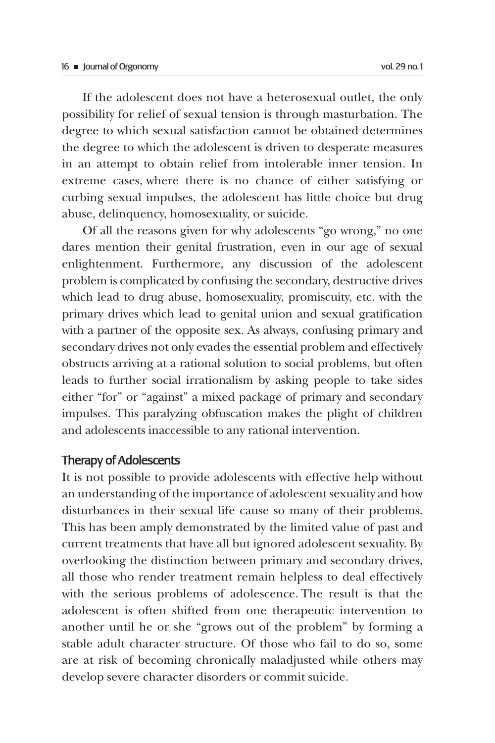If the adolescent does not have a heterosexual outlet, the only possibility for relief of sexual tension is through masturbation. The degree to which sexual satisfaction cannot be obtained determines the degree to which the adolescent is driven to desperate measures in an attempt to obtain relief from intolerable inner tension. In extreme cases, where there is no chance of either satisfying or curbing sexual impulses, the adolescent has little choice but drug abuse, delinquency, homosexuality, or suicide.

Of all the reasons given for why adolescents "go wrong," no one dares mention their genital frustration, even in our age of sexual enlightenment. Furthermore, any discussion of the adolescent problem is complicated by confusing the secondary, destructive drives which lead to drug abuse, homosexuality, promiscuity, etc. with the primary drives which lead to genital union and sexual gratification with a partner of the opposite sex. As always, confusing primary and secondary drives not only evades the essential problem and effectively obstructs arriving at a rational solution to social problems, but often leads to further social irrationalism by asking people to take sides either "for" or "against" a mixed package of primary and secondary impulses. This paralyzing obfuscation makes the plight of children and adolescents inaccessible to any rational intervention.

### Therapy of Adolescents

It is not possible to provide adolescents with effective help without an understanding of the importance of adolescent sexuality and how disturbances in their sexual life cause so many of their problems. This has been amply demonstrated by the limited value of past and current treatments that have all but ignored adolescent sexuality. By overlooking the distinction between primary and secondary drives, all those who render treatment remain helpless to deal effectively with the serious problems of adolescence. The result is that the adolescent is often shifted from one therapeutic intervention to another until he or she "grows out of the problem" by forming a stable adult character structure. Of those who fail to do so, some are at risk of becoming chronically maladjusted while others may develop severe character disorders or commit suicide.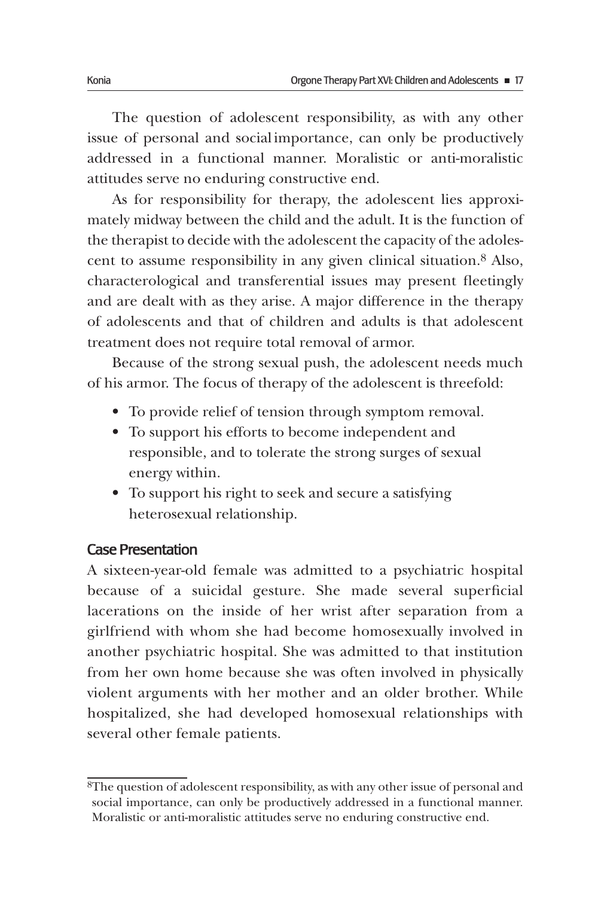The question of adolescent responsibility, as with any other issue of personal and social importance, can only be productively addressed in a functional manner. Moralistic or anti-moralistic attitudes serve no enduring constructive end.

As for responsibility for therapy, the adolescent lies approximately midway between the child and the adult. It is the function of the therapist to decide with the adolescent the capacity of the adolescent to assume responsibility in any given clinical situation.[8] Also, characterological and transferential issues may present fleetingly and are dealt with as they arise. A major difference in the therapy of adolescents and that of children and adults is that adolescent treatment does not require total removal of armor.

Because of the strong sexual push, the adolescent needs much of his armor. The focus of therapy of the adolescent is threefold:

- To provide relief of tension through symptom removal.
- To support his efforts to become independent and responsible, and to tolerate the strong surges of sexual energy within.
- To support his right to seek and secure a satisfying heterosexual relationship.

### Case Presentation

A sixteen-year-old female was admitted to a psychiatric hospital because of a suicidal gesture. She made several superficial lacerations on the inside of her wrist after separation from a girlfriend with whom she had become homosexually involved in another psychiatric hospital. She was admitted to that institution from her own home because she was often involved in physically violent arguments with her mother and an older brother. While hospitalized, she had developed homosexual relationships with several other female patients.

---

[8]The question of adolescent responsibility, as with any other issue of personal and social importance, can only be productively addressed in a functional manner. Moralistic or anti-moralistic attitudes serve no enduring constructive end.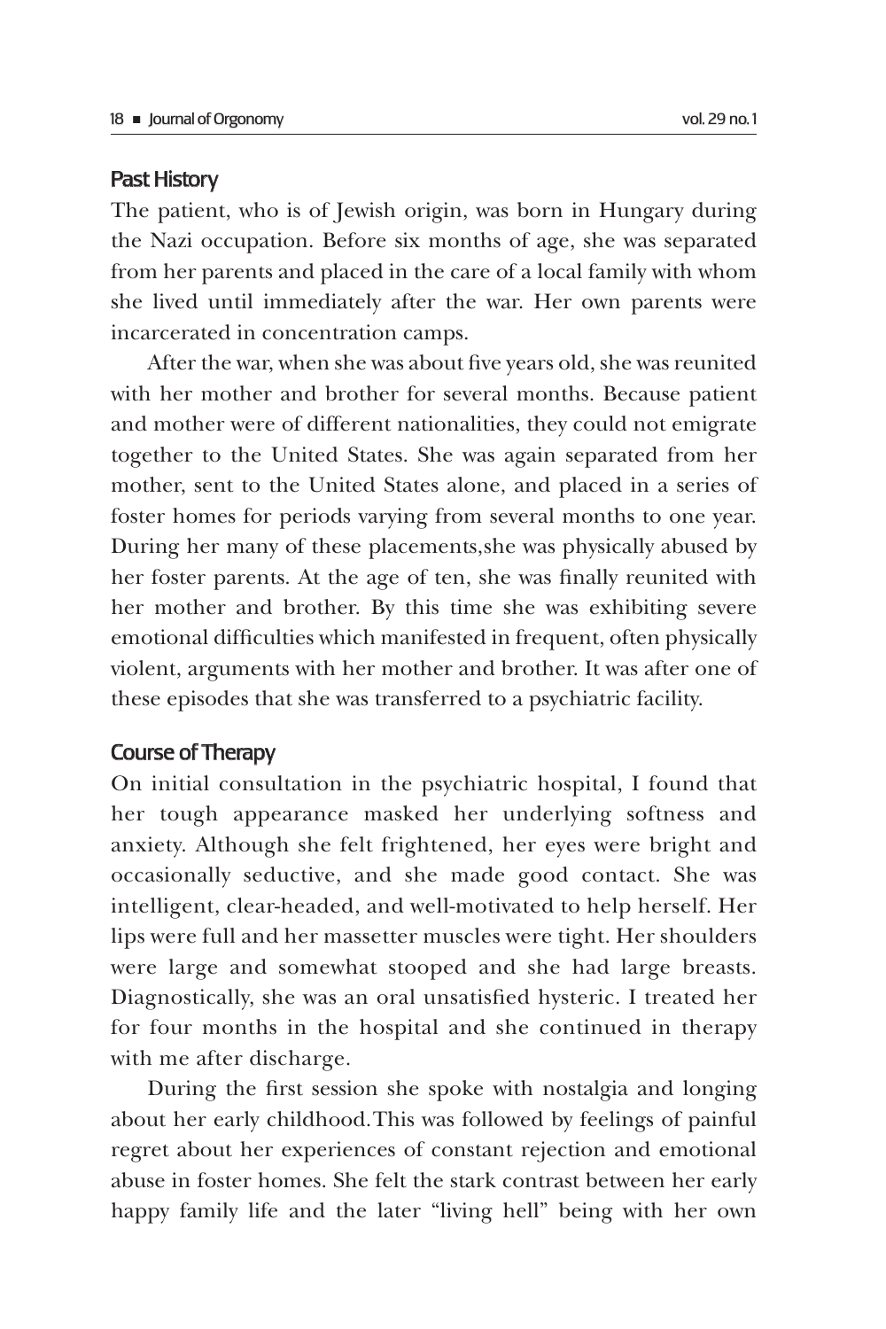## Past History

The patient, who is of Jewish origin, was born in Hungary during the Nazi occupation. Before six months of age, she was separated from her parents and placed in the care of a local family with whom she lived until immediately after the war. Her own parents were incarcerated in concentration camps.

After the war, when she was about five years old, she was reunited with her mother and brother for several months. Because patient and mother were of different nationalities, they could not emigrate together to the United States. She was again separated from her mother, sent to the United States alone, and placed in a series of foster homes for periods varying from several months to one year. During her many of these placements,she was physically abused by her foster parents. At the age of ten, she was finally reunited with her mother and brother. By this time she was exhibiting severe emotional difficulties which manifested in frequent, often physically violent, arguments with her mother and brother. It was after one of these episodes that she was transferred to a psychiatric facility.

## Course of Therapy

On initial consultation in the psychiatric hospital, I found that her tough appearance masked her underlying softness and anxiety. Although she felt frightened, her eyes were bright and occasionally seductive, and she made good contact. She was intelligent, clear-headed, and well-motivated to help herself. Her lips were full and her massetter muscles were tight. Her shoulders were large and somewhat stooped and she had large breasts. Diagnostically, she was an oral unsatisfied hysteric. I treated her for four months in the hospital and she continued in therapy with me after discharge.

During the first session she spoke with nostalgia and longing about her early childhood.This was followed by feelings of painful regret about her experiences of constant rejection and emotional abuse in foster homes. She felt the stark contrast between her early happy family life and the later "living hell" being with her own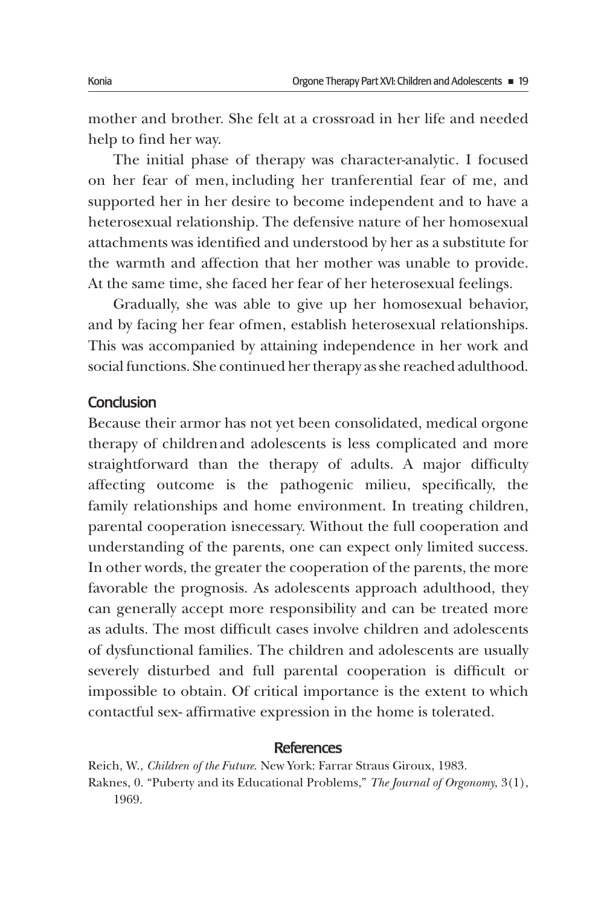mother and brother. She felt at a crossroad in her life and needed help to find her way.

The initial phase of therapy was character-analytic. I focused on her fear of men, including her tranferential fear of me, and supported her in her desire to become independent and to have a heterosexual relationship. The defensive nature of her homosexual attachments was identified and understood by her as a substitute for the warmth and affection that her mother was unable to provide. At the same time, she faced her fear of her heterosexual feelings.

Gradually, she was able to give up her homosexual behavior, and by facing her fear ofmen, establish heterosexual relationships. This was accompanied by attaining independence in her work and social functions. She continued her therapy as she reached adulthood.

## Conclusion

Because their armor has not yet been consolidated, medical orgone therapy of childrenand adolescents is less complicated and more straightforward than the therapy of adults. A major difficulty affecting outcome is the pathogenic milieu, specifically, the family relationships and home environment. In treating children, parental cooperation isnecessary. Without the full cooperation and understanding of the parents, one can expect only limited success. In other words, the greater the cooperation of the parents, the more favorable the prognosis. As adolescents approach adulthood, they can generally accept more responsibility and can be treated more as adults. The most difficult cases involve children and adolescents of dysfunctional families. The children and adolescents are usually severely disturbed and full parental cooperation is difficult or impossible to obtain. Of critical importance is the extent to which contactful sex- affirmative expression in the home is tolerated.

## References

Reich, W., *Children of the Future.* New York: Farrar Straus Giroux, 1983.

Raknes, 0. "Puberty and its Educational Problems," *The Journal of Orgonomy,* 3(1), 1969.